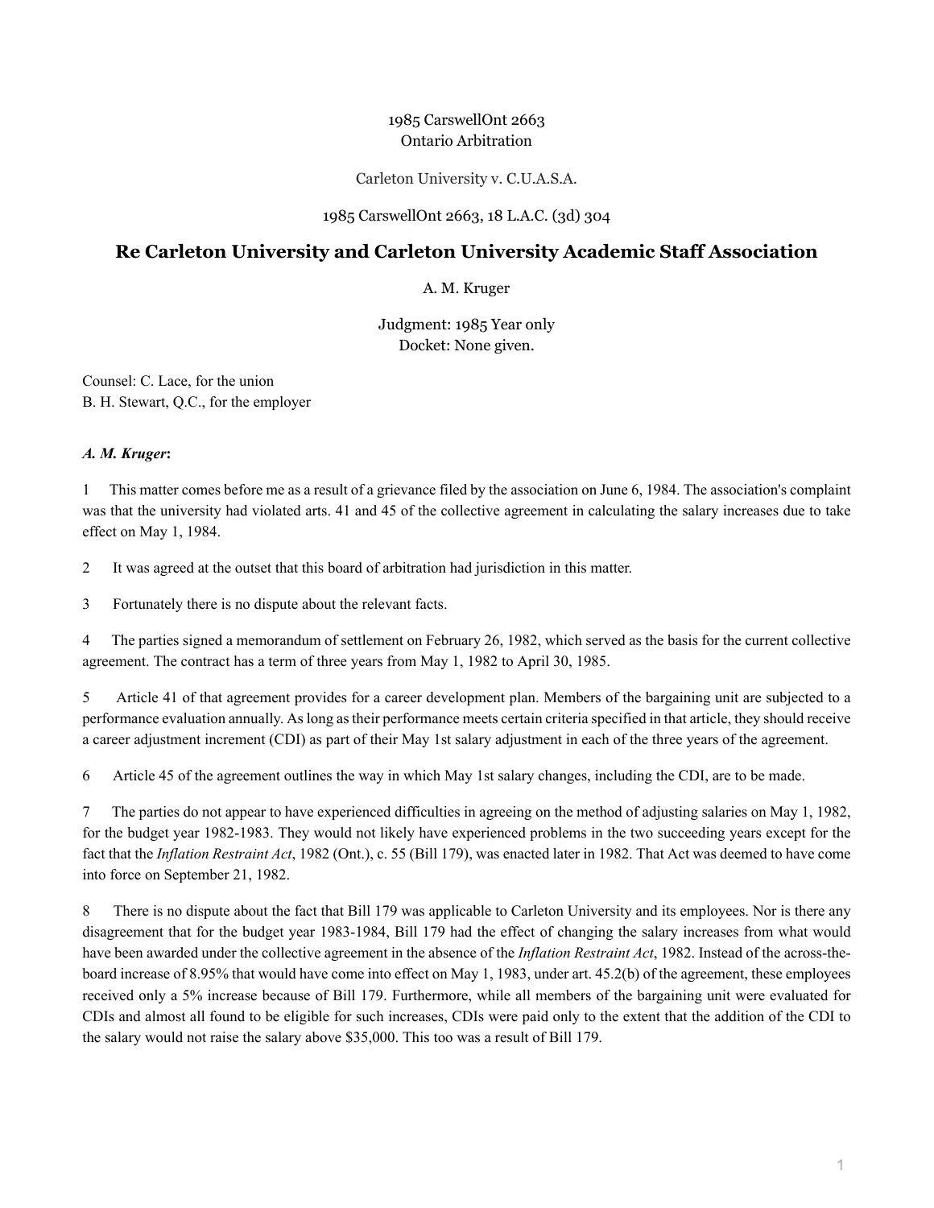1985 CarswellOnt 2663
Ontario Arbitration

Carleton University v. C.U.A.S.A.

1985 CarswellOnt 2663, 18 L.A.C. (3d) 304

# Re Carleton University and Carleton University Academic Staff Association

A. M. Kruger

Judgment: 1985 Year only
Docket: None given.

Counsel: C. Lace, for the union
B. H. Stewart, Q.C., for the employer

***A. M. Kruger*:**

1 This matter comes before me as a result of a grievance filed by the association on June 6, 1984. The association's complaint was that the university had violated arts. 41 and 45 of the collective agreement in calculating the salary increases due to take effect on May 1, 1984.

2 It was agreed at the outset that this board of arbitration had jurisdiction in this matter.

3 Fortunately there is no dispute about the relevant facts.

4 The parties signed a memorandum of settlement on February 26, 1982, which served as the basis for the current collective agreement. The contract has a term of three years from May 1, 1982 to April 30, 1985.

5 Article 41 of that agreement provides for a career development plan. Members of the bargaining unit are subjected to a performance evaluation annually. As long as their performance meets certain criteria specified in that article, they should receive a career adjustment increment (CDI) as part of their May 1st salary adjustment in each of the three years of the agreement.

6 Article 45 of the agreement outlines the way in which May 1st salary changes, including the CDI, are to be made.

7 The parties do not appear to have experienced difficulties in agreeing on the method of adjusting salaries on May 1, 1982, for the budget year 1982-1983. They would not likely have experienced problems in the two succeeding years except for the fact that the *Inflation Restraint Act*, 1982 (Ont.), c. 55 (Bill 179), was enacted later in 1982. That Act was deemed to have come into force on September 21, 1982.

8 There is no dispute about the fact that Bill 179 was applicable to Carleton University and its employees. Nor is there any disagreement that for the budget year 1983-1984, Bill 179 had the effect of changing the salary increases from what would have been awarded under the collective agreement in the absence of the *Inflation Restraint Act*, 1982. Instead of the across-the-board increase of 8.95% that would have come into effect on May 1, 1983, under art. 45.2(b) of the agreement, these employees received only a 5% increase because of Bill 179. Furthermore, while all members of the bargaining unit were evaluated for CDIs and almost all found to be eligible for such increases, CDIs were paid only to the extent that the addition of the CDI to the salary would not raise the salary above $35,000. This too was a result of Bill 179.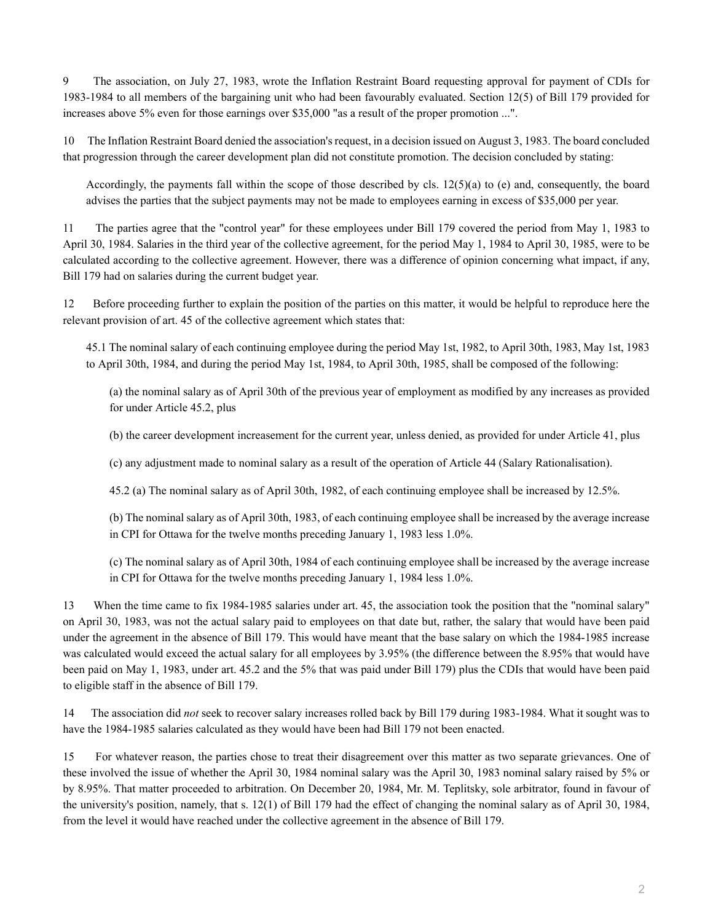9 The association, on July 27, 1983, wrote the Inflation Restraint Board requesting approval for payment of CDIs for 1983-1984 to all members of the bargaining unit who had been favourably evaluated. Section 12(5) of Bill 179 provided for increases above 5% even for those earnings over $35,000 "as a result of the proper promotion ...".

10 The Inflation Restraint Board denied the association's request, in a decision issued on August 3, 1983. The board concluded that progression through the career development plan did not constitute promotion. The decision concluded by stating:

> Accordingly, the payments fall within the scope of those described by cls. 12(5)(a) to (e) and, consequently, the board advises the parties that the subject payments may not be made to employees earning in excess of $35,000 per year.

11 The parties agree that the "control year" for these employees under Bill 179 covered the period from May 1, 1983 to April 30, 1984. Salaries in the third year of the collective agreement, for the period May 1, 1984 to April 30, 1985, were to be calculated according to the collective agreement. However, there was a difference of opinion concerning what impact, if any, Bill 179 had on salaries during the current budget year.

12 Before proceeding further to explain the position of the parties on this matter, it would be helpful to reproduce here the relevant provision of art. 45 of the collective agreement which states that:

> 45.1 The nominal salary of each continuing employee during the period May 1st, 1982, to April 30th, 1983, May 1st, 1983 to April 30th, 1984, and during the period May 1st, 1984, to April 30th, 1985, shall be composed of the following:
>
> (a) the nominal salary as of April 30th of the previous year of employment as modified by any increases as provided for under Article 45.2, plus
>
> (b) the career development increasement for the current year, unless denied, as provided for under Article 41, plus
>
> (c) any adjustment made to nominal salary as a result of the operation of Article 44 (Salary Rationalisation).
>
> 45.2 (a) The nominal salary as of April 30th, 1982, of each continuing employee shall be increased by 12.5%.
>
> (b) The nominal salary as of April 30th, 1983, of each continuing employee shall be increased by the average increase in CPI for Ottawa for the twelve months preceding January 1, 1983 less 1.0%.
>
> (c) The nominal salary as of April 30th, 1984 of each continuing employee shall be increased by the average increase in CPI for Ottawa for the twelve months preceding January 1, 1984 less 1.0%.

13 When the time came to fix 1984-1985 salaries under art. 45, the association took the position that the "nominal salary" on April 30, 1983, was not the actual salary paid to employees on that date but, rather, the salary that would have been paid under the agreement in the absence of Bill 179. This would have meant that the base salary on which the 1984-1985 increase was calculated would exceed the actual salary for all employees by 3.95% (the difference between the 8.95% that would have been paid on May 1, 1983, under art. 45.2 and the 5% that was paid under Bill 179) plus the CDIs that would have been paid to eligible staff in the absence of Bill 179.

14 The association did *not* seek to recover salary increases rolled back by Bill 179 during 1983-1984. What it sought was to have the 1984-1985 salaries calculated as they would have been had Bill 179 not been enacted.

15 For whatever reason, the parties chose to treat their disagreement over this matter as two separate grievances. One of these involved the issue of whether the April 30, 1984 nominal salary was the April 30, 1983 nominal salary raised by 5% or by 8.95%. That matter proceeded to arbitration. On December 20, 1984, Mr. M. Teplitsky, sole arbitrator, found in favour of the university's position, namely, that s. 12(1) of Bill 179 had the effect of changing the nominal salary as of April 30, 1984, from the level it would have reached under the collective agreement in the absence of Bill 179.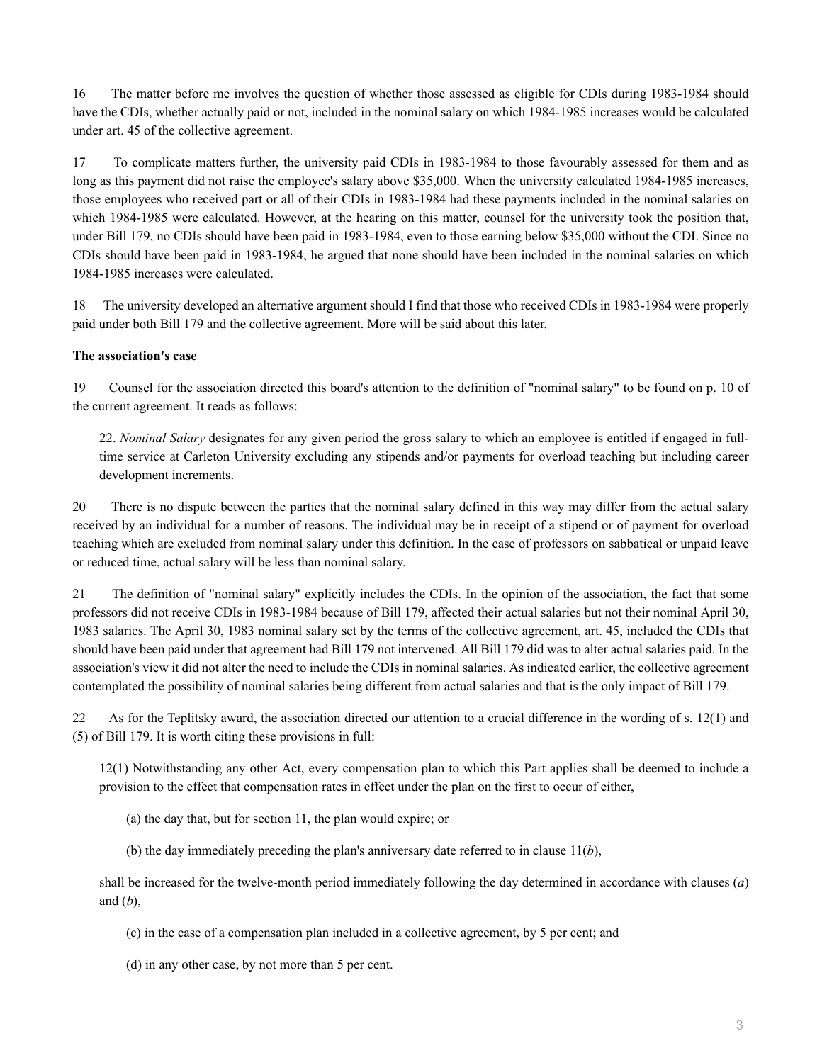16 The matter before me involves the question of whether those assessed as eligible for CDIs during 1983-1984 should have the CDIs, whether actually paid or not, included in the nominal salary on which 1984-1985 increases would be calculated under art. 45 of the collective agreement.

17 To complicate matters further, the university paid CDIs in 1983-1984 to those favourably assessed for them and as long as this payment did not raise the employee's salary above $35,000. When the university calculated 1984-1985 increases, those employees who received part or all of their CDIs in 1983-1984 had these payments included in the nominal salaries on which 1984-1985 were calculated. However, at the hearing on this matter, counsel for the university took the position that, under Bill 179, no CDIs should have been paid in 1983-1984, even to those earning below $35,000 without the CDI. Since no CDIs should have been paid in 1983-1984, he argued that none should have been included in the nominal salaries on which 1984-1985 increases were calculated.

18 The university developed an alternative argument should I find that those who received CDIs in 1983-1984 were properly paid under both Bill 179 and the collective agreement. More will be said about this later.

**The association's case**

19 Counsel for the association directed this board's attention to the definition of "nominal salary" to be found on p. 10 of the current agreement. It reads as follows:

> 22. *Nominal Salary* designates for any given period the gross salary to which an employee is entitled if engaged in full-time service at Carleton University excluding any stipends and/or payments for overload teaching but including career development increments.

20 There is no dispute between the parties that the nominal salary defined in this way may differ from the actual salary received by an individual for a number of reasons. The individual may be in receipt of a stipend or of payment for overload teaching which are excluded from nominal salary under this definition. In the case of professors on sabbatical or unpaid leave or reduced time, actual salary will be less than nominal salary.

21 The definition of "nominal salary" explicitly includes the CDIs. In the opinion of the association, the fact that some professors did not receive CDIs in 1983-1984 because of Bill 179, affected their actual salaries but not their nominal April 30, 1983 salaries. The April 30, 1983 nominal salary set by the terms of the collective agreement, art. 45, included the CDIs that should have been paid under that agreement had Bill 179 not intervened. All Bill 179 did was to alter actual salaries paid. In the association's view it did not alter the need to include the CDIs in nominal salaries. As indicated earlier, the collective agreement contemplated the possibility of nominal salaries being different from actual salaries and that is the only impact of Bill 179.

22 As for the Teplitsky award, the association directed our attention to a crucial difference in the wording of s. 12(1) and (5) of Bill 179. It is worth citing these provisions in full:

> 12(1) Notwithstanding any other Act, every compensation plan to which this Part applies shall be deemed to include a provision to the effect that compensation rates in effect under the plan on the first to occur of either,
>
> (a) the day that, but for section 11, the plan would expire; or
>
> (b) the day immediately preceding the plan's anniversary date referred to in clause 11(*b*),
>
> shall be increased for the twelve-month period immediately following the day determined in accordance with clauses (*a*) and (*b*),
>
> (c) in the case of a compensation plan included in a collective agreement, by 5 per cent; and
>
> (d) in any other case, by not more than 5 per cent.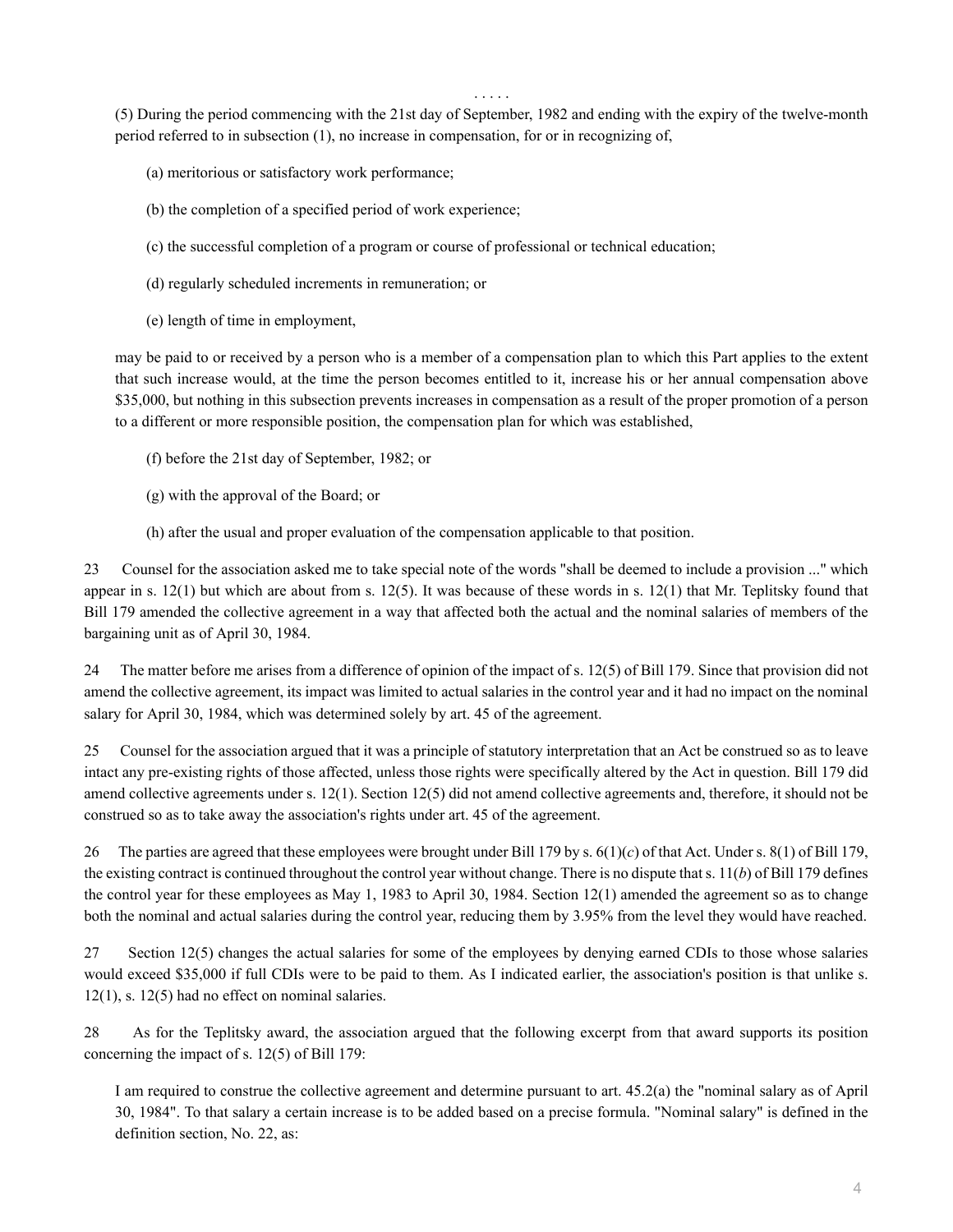. . . . .

(5) During the period commencing with the 21st day of September, 1982 and ending with the expiry of the twelve-month period referred to in subsection (1), no increase in compensation, for or in recognizing of,

(a) meritorious or satisfactory work performance;

(b) the completion of a specified period of work experience;

(c) the successful completion of a program or course of professional or technical education;

(d) regularly scheduled increments in remuneration; or

(e) length of time in employment,

may be paid to or received by a person who is a member of a compensation plan to which this Part applies to the extent that such increase would, at the time the person becomes entitled to it, increase his or her annual compensation above $35,000, but nothing in this subsection prevents increases in compensation as a result of the proper promotion of a person to a different or more responsible position, the compensation plan for which was established,

(f) before the 21st day of September, 1982; or

(g) with the approval of the Board; or

(h) after the usual and proper evaluation of the compensation applicable to that position.

23 Counsel for the association asked me to take special note of the words "shall be deemed to include a provision ..." which appear in s. 12(1) but which are about from s. 12(5). It was because of these words in s. 12(1) that Mr. Teplitsky found that Bill 179 amended the collective agreement in a way that affected both the actual and the nominal salaries of members of the bargaining unit as of April 30, 1984.

24 The matter before me arises from a difference of opinion of the impact of s. 12(5) of Bill 179. Since that provision did not amend the collective agreement, its impact was limited to actual salaries in the control year and it had no impact on the nominal salary for April 30, 1984, which was determined solely by art. 45 of the agreement.

25 Counsel for the association argued that it was a principle of statutory interpretation that an Act be construed so as to leave intact any pre-existing rights of those affected, unless those rights were specifically altered by the Act in question. Bill 179 did amend collective agreements under s. 12(1). Section 12(5) did not amend collective agreements and, therefore, it should not be construed so as to take away the association's rights under art. 45 of the agreement.

26 The parties are agreed that these employees were brought under Bill 179 by s. 6(1)(*c*) of that Act. Under s. 8(1) of Bill 179, the existing contract is continued throughout the control year without change. There is no dispute that s. 11(*b*) of Bill 179 defines the control year for these employees as May 1, 1983 to April 30, 1984. Section 12(1) amended the agreement so as to change both the nominal and actual salaries during the control year, reducing them by 3.95% from the level they would have reached.

27 Section 12(5) changes the actual salaries for some of the employees by denying earned CDIs to those whose salaries would exceed $35,000 if full CDIs were to be paid to them. As I indicated earlier, the association's position is that unlike s. 12(1), s. 12(5) had no effect on nominal salaries.

28 As for the Teplitsky award, the association argued that the following excerpt from that award supports its position concerning the impact of s. 12(5) of Bill 179:

> I am required to construe the collective agreement and determine pursuant to art. 45.2(a) the "nominal salary as of April 30, 1984". To that salary a certain increase is to be added based on a precise formula. "Nominal salary" is defined in the definition section, No. 22, as: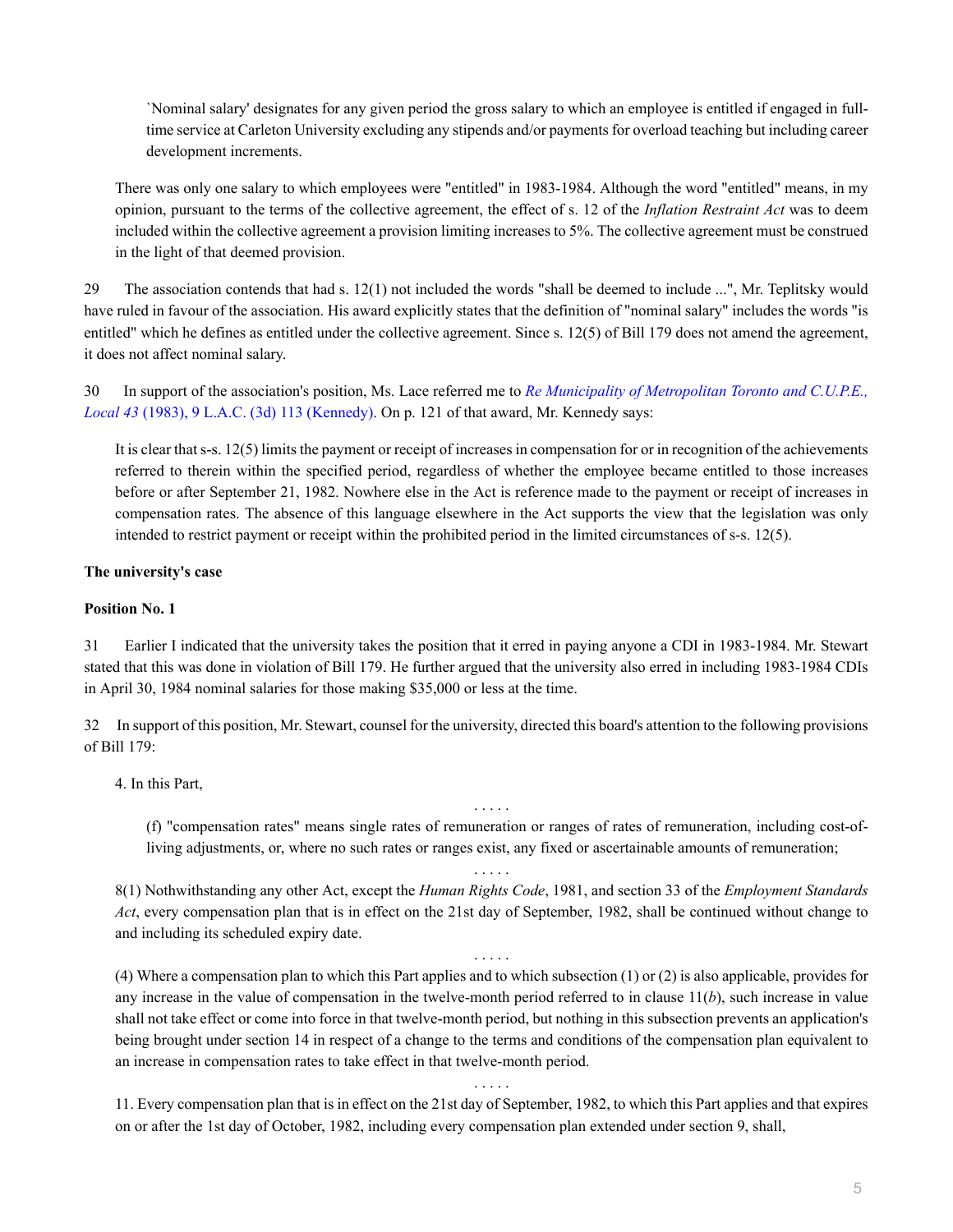> `Nominal salary' designates for any given period the gross salary to which an employee is entitled if engaged in full-time service at Carleton University excluding any stipends and/or payments for overload teaching but including career development increments.

There was only one salary to which employees were "entitled" in 1983-1984. Although the word "entitled" means, in my opinion, pursuant to the terms of the collective agreement, the effect of s. 12 of the *Inflation Restraint Act* was to deem included within the collective agreement a provision limiting increases to 5%. The collective agreement must be construed in the light of that deemed provision.

29 The association contends that had s. 12(1) not included the words "shall be deemed to include ...", Mr. Teplitsky would have ruled in favour of the association. His award explicitly states that the definition of "nominal salary" includes the words "is entitled" which he defines as entitled under the collective agreement. Since s. 12(5) of Bill 179 does not amend the agreement, it does not affect nominal salary.

30 In support of the association's position, Ms. Lace referred me to *Re Municipality of Metropolitan Toronto and C.U.P.E., Local 43* (1983), 9 L.A.C. (3d) 113 (Kennedy). On p. 121 of that award, Mr. Kennedy says:

> It is clear that s-s. 12(5) limits the payment or receipt of increases in compensation for or in recognition of the achievements referred to therein within the specified period, regardless of whether the employee became entitled to those increases before or after September 21, 1982. Nowhere else in the Act is reference made to the payment or receipt of increases in compensation rates. The absence of this language elsewhere in the Act supports the view that the legislation was only intended to restrict payment or receipt within the prohibited period in the limited circumstances of s-s. 12(5).

**The university's case**

**Position No. 1**

31 Earlier I indicated that the university takes the position that it erred in paying anyone a CDI in 1983-1984. Mr. Stewart stated that this was done in violation of Bill 179. He further argued that the university also erred in including 1983-1984 CDIs in April 30, 1984 nominal salaries for those making $35,000 or less at the time.

32 In support of this position, Mr. Stewart, counsel for the university, directed this board's attention to the following provisions of Bill 179:

> 4. In this Part,
>
> . . . . .
>
> (f) "compensation rates" means single rates of remuneration or ranges of rates of remuneration, including cost-of-living adjustments, or, where no such rates or ranges exist, any fixed or ascertainable amounts of remuneration;
>
> . . . . .
>
> 8(1) Nothwithstanding any other Act, except the *Human Rights Code*, 1981, and section 33 of the *Employment Standards Act*, every compensation plan that is in effect on the 21st day of September, 1982, shall be continued without change to and including its scheduled expiry date.
>
> . . . . .
>
> (4) Where a compensation plan to which this Part applies and to which subsection (1) or (2) is also applicable, provides for any increase in the value of compensation in the twelve-month period referred to in clause 11(*b*), such increase in value shall not take effect or come into force in that twelve-month period, but nothing in this subsection prevents an application's being brought under section 14 in respect of a change to the terms and conditions of the compensation plan equivalent to an increase in compensation rates to take effect in that twelve-month period.
>
> . . . . .
>
> 11. Every compensation plan that is in effect on the 21st day of September, 1982, to which this Part applies and that expires on or after the 1st day of October, 1982, including every compensation plan extended under section 9, shall,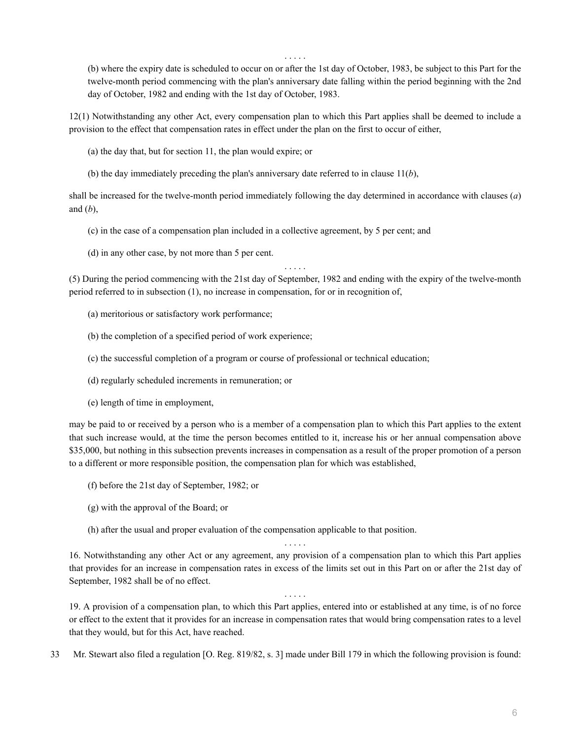. . . . .

(b) where the expiry date is scheduled to occur on or after the 1st day of October, 1983, be subject to this Part for the twelve-month period commencing with the plan's anniversary date falling within the period beginning with the 2nd day of October, 1982 and ending with the 1st day of October, 1983.

12(1) Notwithstanding any other Act, every compensation plan to which this Part applies shall be deemed to include a provision to the effect that compensation rates in effect under the plan on the first to occur of either,

(a) the day that, but for section 11, the plan would expire; or

(b) the day immediately preceding the plan's anniversary date referred to in clause 11(*b*),

shall be increased for the twelve-month period immediately following the day determined in accordance with clauses (*a*) and (*b*),

(c) in the case of a compensation plan included in a collective agreement, by 5 per cent; and

(d) in any other case, by not more than 5 per cent.

. . . . .

(5) During the period commencing with the 21st day of September, 1982 and ending with the expiry of the twelve-month period referred to in subsection (1), no increase in compensation, for or in recognition of,

(a) meritorious or satisfactory work performance;

(b) the completion of a specified period of work experience;

(c) the successful completion of a program or course of professional or technical education;

(d) regularly scheduled increments in remuneration; or

(e) length of time in employment,

may be paid to or received by a person who is a member of a compensation plan to which this Part applies to the extent that such increase would, at the time the person becomes entitled to it, increase his or her annual compensation above $35,000, but nothing in this subsection prevents increases in compensation as a result of the proper promotion of a person to a different or more responsible position, the compensation plan for which was established,

(f) before the 21st day of September, 1982; or

(g) with the approval of the Board; or

(h) after the usual and proper evaluation of the compensation applicable to that position.

. . . . .

16. Notwithstanding any other Act or any agreement, any provision of a compensation plan to which this Part applies that provides for an increase in compensation rates in excess of the limits set out in this Part on or after the 21st day of September, 1982 shall be of no effect.

. . . . .

19. A provision of a compensation plan, to which this Part applies, entered into or established at any time, is of no force or effect to the extent that it provides for an increase in compensation rates that would bring compensation rates to a level that they would, but for this Act, have reached.

33 Mr. Stewart also filed a regulation [O. Reg. 819/82, s. 3] made under Bill 179 in which the following provision is found: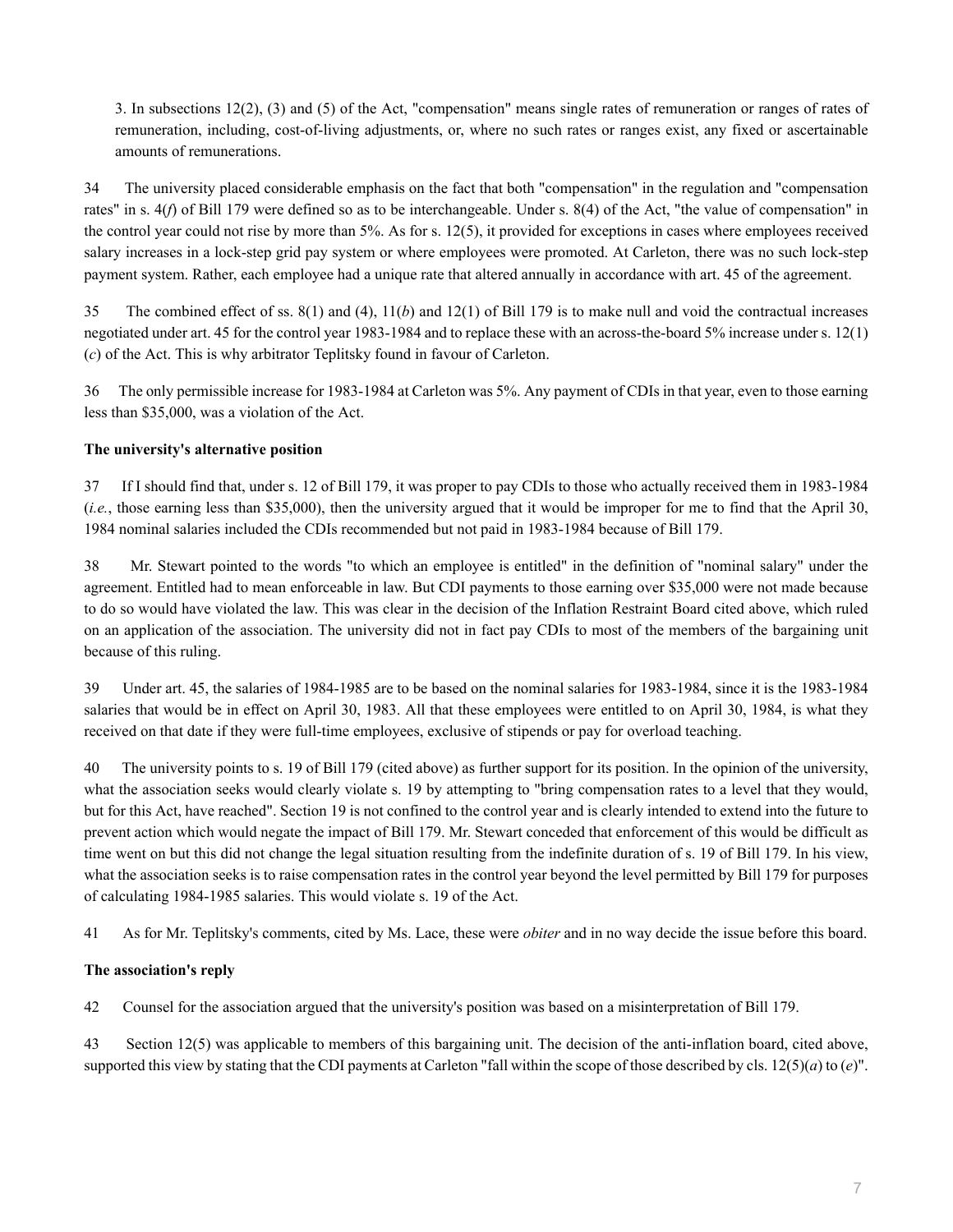3. In subsections 12(2), (3) and (5) of the Act, "compensation" means single rates of remuneration or ranges of rates of remuneration, including, cost-of-living adjustments, or, where no such rates or ranges exist, any fixed or ascertainable amounts of remunerations.

34 The university placed considerable emphasis on the fact that both "compensation" in the regulation and "compensation rates" in s. 4(*f*) of Bill 179 were defined so as to be interchangeable. Under s. 8(4) of the Act, "the value of compensation" in the control year could not rise by more than 5%. As for s. 12(5), it provided for exceptions in cases where employees received salary increases in a lock-step grid pay system or where employees were promoted. At Carleton, there was no such lock-step payment system. Rather, each employee had a unique rate that altered annually in accordance with art. 45 of the agreement.

35 The combined effect of ss. 8(1) and (4), 11(*b*) and 12(1) of Bill 179 is to make null and void the contractual increases negotiated under art. 45 for the control year 1983-1984 and to replace these with an across-the-board 5% increase under s. 12(1)(*c*) of the Act. This is why arbitrator Teplitsky found in favour of Carleton.

36 The only permissible increase for 1983-1984 at Carleton was 5%. Any payment of CDIs in that year, even to those earning less than \$35,000, was a violation of the Act.

**The university's alternative position**

37 If I should find that, under s. 12 of Bill 179, it was proper to pay CDIs to those who actually received them in 1983-1984 (*i.e.*, those earning less than \$35,000), then the university argued that it would be improper for me to find that the April 30, 1984 nominal salaries included the CDIs recommended but not paid in 1983-1984 because of Bill 179.

38 Mr. Stewart pointed to the words "to which an employee is entitled" in the definition of "nominal salary" under the agreement. Entitled had to mean enforceable in law. But CDI payments to those earning over \$35,000 were not made because to do so would have violated the law. This was clear in the decision of the Inflation Restraint Board cited above, which ruled on an application of the association. The university did not in fact pay CDIs to most of the members of the bargaining unit because of this ruling.

39 Under art. 45, the salaries of 1984-1985 are to be based on the nominal salaries for 1983-1984, since it is the 1983-1984 salaries that would be in effect on April 30, 1983. All that these employees were entitled to on April 30, 1984, is what they received on that date if they were full-time employees, exclusive of stipends or pay for overload teaching.

40 The university points to s. 19 of Bill 179 (cited above) as further support for its position. In the opinion of the university, what the association seeks would clearly violate s. 19 by attempting to "bring compensation rates to a level that they would, but for this Act, have reached". Section 19 is not confined to the control year and is clearly intended to extend into the future to prevent action which would negate the impact of Bill 179. Mr. Stewart conceded that enforcement of this would be difficult as time went on but this did not change the legal situation resulting from the indefinite duration of s. 19 of Bill 179. In his view, what the association seeks is to raise compensation rates in the control year beyond the level permitted by Bill 179 for purposes of calculating 1984-1985 salaries. This would violate s. 19 of the Act.

41 As for Mr. Teplitsky's comments, cited by Ms. Lace, these were *obiter* and in no way decide the issue before this board.

**The association's reply**

42 Counsel for the association argued that the university's position was based on a misinterpretation of Bill 179.

43 Section 12(5) was applicable to members of this bargaining unit. The decision of the anti-inflation board, cited above, supported this view by stating that the CDI payments at Carleton "fall within the scope of those described by cls. 12(5)(*a*) to (*e*)".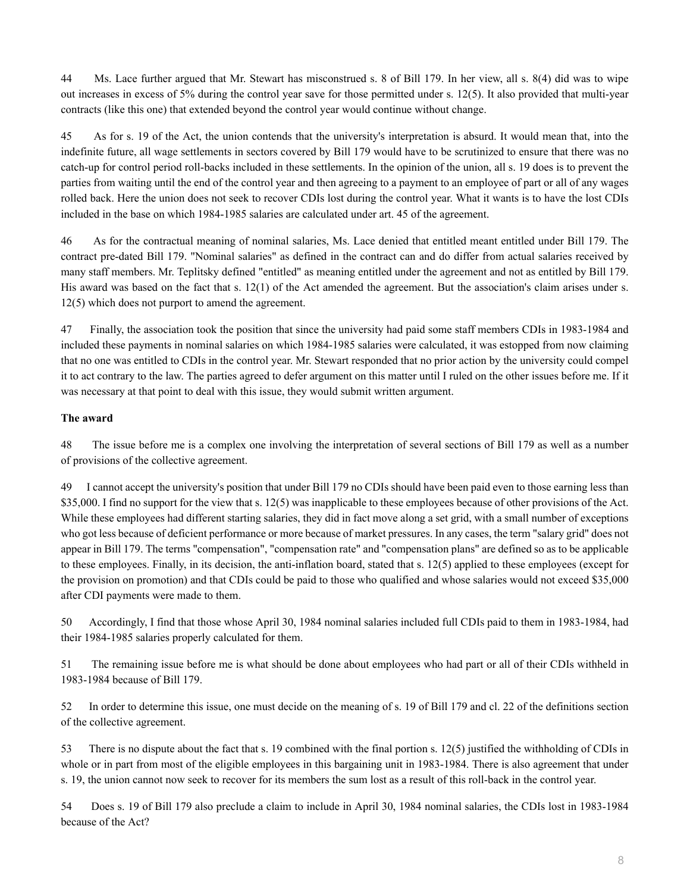44 Ms. Lace further argued that Mr. Stewart has misconstrued s. 8 of Bill 179. In her view, all s. 8(4) did was to wipe out increases in excess of 5% during the control year save for those permitted under s. 12(5). It also provided that multi-year contracts (like this one) that extended beyond the control year would continue without change.

45 As for s. 19 of the Act, the union contends that the university's interpretation is absurd. It would mean that, into the indefinite future, all wage settlements in sectors covered by Bill 179 would have to be scrutinized to ensure that there was no catch-up for control period roll-backs included in these settlements. In the opinion of the union, all s. 19 does is to prevent the parties from waiting until the end of the control year and then agreeing to a payment to an employee of part or all of any wages rolled back. Here the union does not seek to recover CDIs lost during the control year. What it wants is to have the lost CDIs included in the base on which 1984-1985 salaries are calculated under art. 45 of the agreement.

46 As for the contractual meaning of nominal salaries, Ms. Lace denied that entitled meant entitled under Bill 179. The contract pre-dated Bill 179. "Nominal salaries" as defined in the contract can and do differ from actual salaries received by many staff members. Mr. Teplitsky defined "entitled" as meaning entitled under the agreement and not as entitled by Bill 179. His award was based on the fact that s. 12(1) of the Act amended the agreement. But the association's claim arises under s. 12(5) which does not purport to amend the agreement.

47 Finally, the association took the position that since the university had paid some staff members CDIs in 1983-1984 and included these payments in nominal salaries on which 1984-1985 salaries were calculated, it was estopped from now claiming that no one was entitled to CDIs in the control year. Mr. Stewart responded that no prior action by the university could compel it to act contrary to the law. The parties agreed to defer argument on this matter until I ruled on the other issues before me. If it was necessary at that point to deal with this issue, they would submit written argument.

**The award**

48 The issue before me is a complex one involving the interpretation of several sections of Bill 179 as well as a number of provisions of the collective agreement.

49 I cannot accept the university's position that under Bill 179 no CDIs should have been paid even to those earning less than $35,000. I find no support for the view that s. 12(5) was inapplicable to these employees because of other provisions of the Act. While these employees had different starting salaries, they did in fact move along a set grid, with a small number of exceptions who got less because of deficient performance or more because of market pressures. In any cases, the term "salary grid" does not appear in Bill 179. The terms "compensation", "compensation rate" and "compensation plans" are defined so as to be applicable to these employees. Finally, in its decision, the anti-inflation board, stated that s. 12(5) applied to these employees (except for the provision on promotion) and that CDIs could be paid to those who qualified and whose salaries would not exceed $35,000 after CDI payments were made to them.

50 Accordingly, I find that those whose April 30, 1984 nominal salaries included full CDIs paid to them in 1983-1984, had their 1984-1985 salaries properly calculated for them.

51 The remaining issue before me is what should be done about employees who had part or all of their CDIs withheld in 1983-1984 because of Bill 179.

52 In order to determine this issue, one must decide on the meaning of s. 19 of Bill 179 and cl. 22 of the definitions section of the collective agreement.

53 There is no dispute about the fact that s. 19 combined with the final portion s. 12(5) justified the withholding of CDIs in whole or in part from most of the eligible employees in this bargaining unit in 1983-1984. There is also agreement that under s. 19, the union cannot now seek to recover for its members the sum lost as a result of this roll-back in the control year.

54 Does s. 19 of Bill 179 also preclude a claim to include in April 30, 1984 nominal salaries, the CDIs lost in 1983-1984 because of the Act?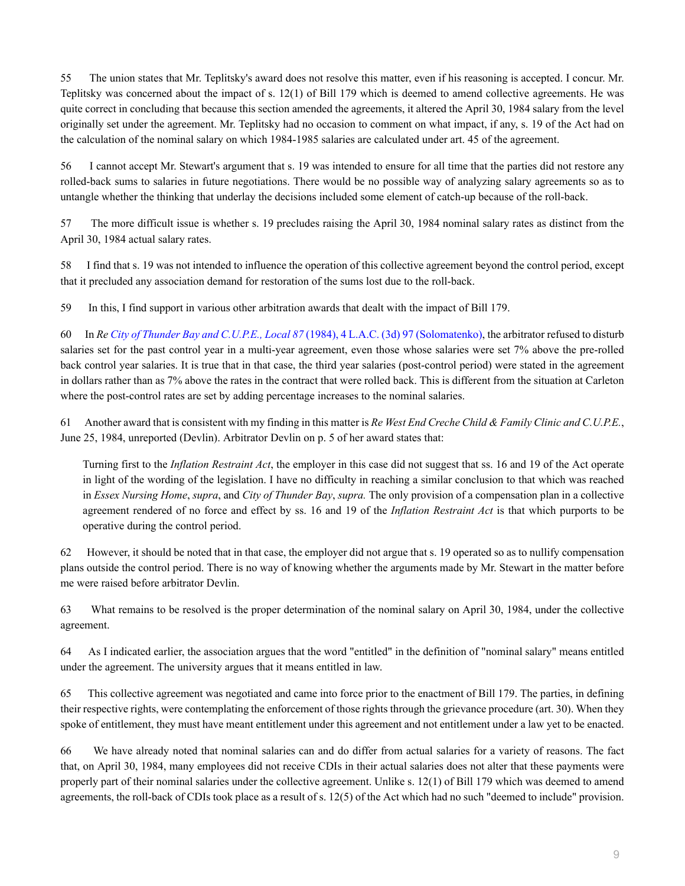55 The union states that Mr. Teplitsky's award does not resolve this matter, even if his reasoning is accepted. I concur. Mr. Teplitsky was concerned about the impact of s. 12(1) of Bill 179 which is deemed to amend collective agreements. He was quite correct in concluding that because this section amended the agreements, it altered the April 30, 1984 salary from the level originally set under the agreement. Mr. Teplitsky had no occasion to comment on what impact, if any, s. 19 of the Act had on the calculation of the nominal salary on which 1984-1985 salaries are calculated under art. 45 of the agreement.

56 I cannot accept Mr. Stewart's argument that s. 19 was intended to ensure for all time that the parties did not restore any rolled-back sums to salaries in future negotiations. There would be no possible way of analyzing salary agreements so as to untangle whether the thinking that underlay the decisions included some element of catch-up because of the roll-back.

57 The more difficult issue is whether s. 19 precludes raising the April 30, 1984 nominal salary rates as distinct from the April 30, 1984 actual salary rates.

58 I find that s. 19 was not intended to influence the operation of this collective agreement beyond the control period, except that it precluded any association demand for restoration of the sums lost due to the roll-back.

59 In this, I find support in various other arbitration awards that dealt with the impact of Bill 179.

60 In *Re City of Thunder Bay and C.U.P.E., Local 87* (1984), 4 L.A.C. (3d) 97 (Solomatenko), the arbitrator refused to disturb salaries set for the past control year in a multi-year agreement, even those whose salaries were set 7% above the pre-rolled back control year salaries. It is true that in that case, the third year salaries (post-control period) were stated in the agreement in dollars rather than as 7% above the rates in the contract that were rolled back. This is different from the situation at Carleton where the post-control rates are set by adding percentage increases to the nominal salaries.

61 Another award that is consistent with my finding in this matter is *Re West End Creche Child & Family Clinic and C.U.P.E.*, June 25, 1984, unreported (Devlin). Arbitrator Devlin on p. 5 of her award states that:

> Turning first to the *Inflation Restraint Act*, the employer in this case did not suggest that ss. 16 and 19 of the Act operate in light of the wording of the legislation. I have no difficulty in reaching a similar conclusion to that which was reached in *Essex Nursing Home*, *supra*, and *City of Thunder Bay*, *supra.* The only provision of a compensation plan in a collective agreement rendered of no force and effect by ss. 16 and 19 of the *Inflation Restraint Act* is that which purports to be operative during the control period.

62 However, it should be noted that in that case, the employer did not argue that s. 19 operated so as to nullify compensation plans outside the control period. There is no way of knowing whether the arguments made by Mr. Stewart in the matter before me were raised before arbitrator Devlin.

63 What remains to be resolved is the proper determination of the nominal salary on April 30, 1984, under the collective agreement.

64 As I indicated earlier, the association argues that the word "entitled" in the definition of "nominal salary" means entitled under the agreement. The university argues that it means entitled in law.

65 This collective agreement was negotiated and came into force prior to the enactment of Bill 179. The parties, in defining their respective rights, were contemplating the enforcement of those rights through the grievance procedure (art. 30). When they spoke of entitlement, they must have meant entitlement under this agreement and not entitlement under a law yet to be enacted.

66 We have already noted that nominal salaries can and do differ from actual salaries for a variety of reasons. The fact that, on April 30, 1984, many employees did not receive CDIs in their actual salaries does not alter that these payments were properly part of their nominal salaries under the collective agreement. Unlike s. 12(1) of Bill 179 which was deemed to amend agreements, the roll-back of CDIs took place as a result of s. 12(5) of the Act which had no such "deemed to include" provision.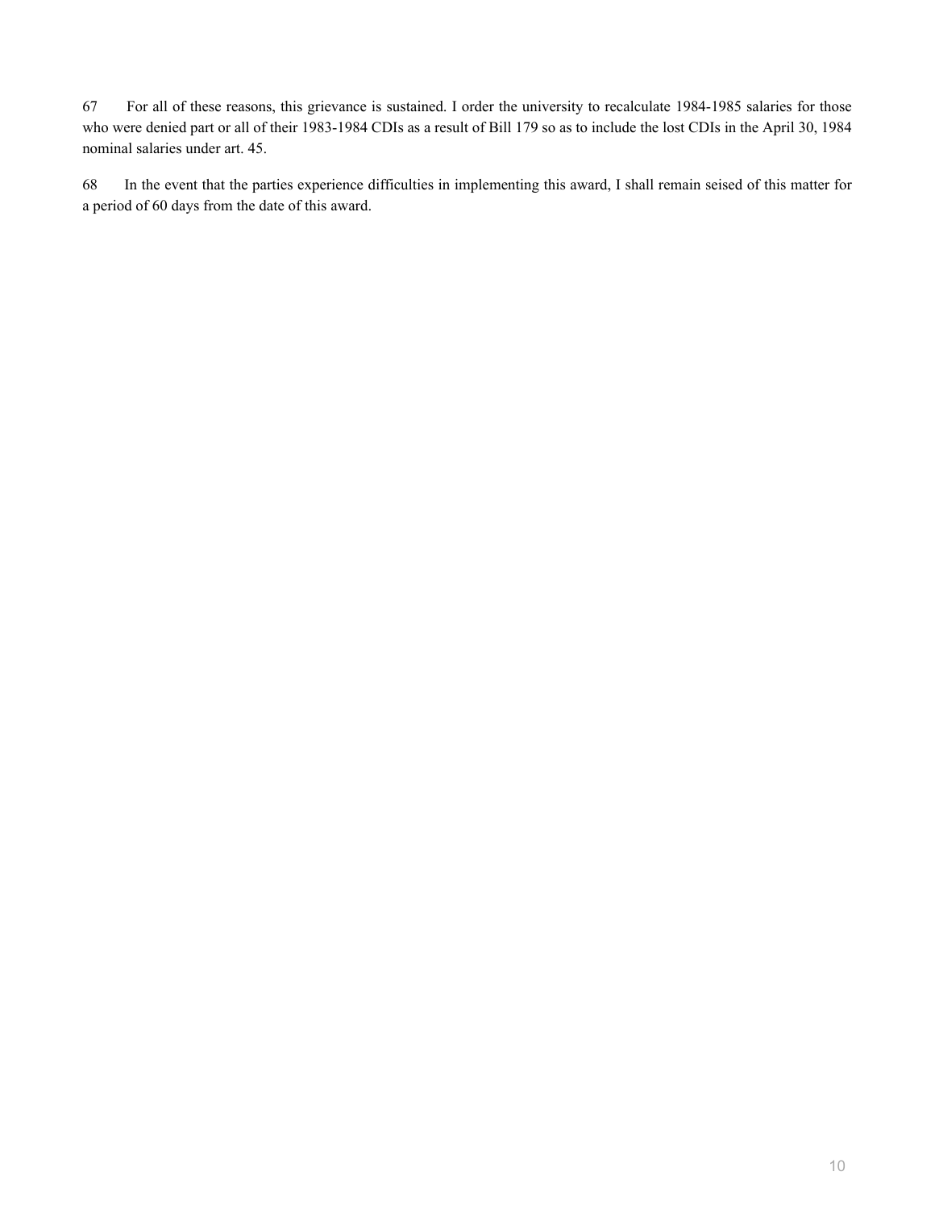67 For all of these reasons, this grievance is sustained. I order the university to recalculate 1984-1985 salaries for those who were denied part or all of their 1983-1984 CDIs as a result of Bill 179 so as to include the lost CDIs in the April 30, 1984 nominal salaries under art. 45.

68 In the event that the parties experience difficulties in implementing this award, I shall remain seised of this matter for a period of 60 days from the date of this award.